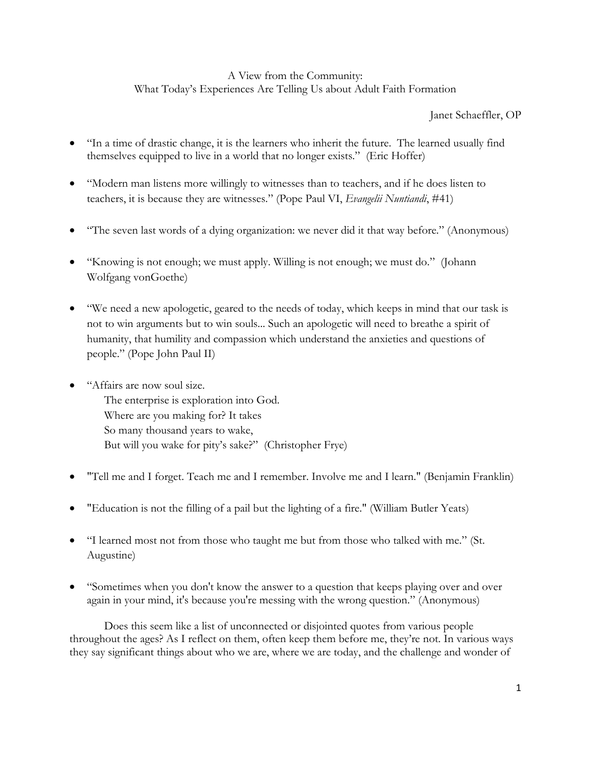# A View from the Community:
## What Today's Experiences Are Telling Us about Adult Faith Formation

Janet Schaeffler, OP

- "In a time of drastic change, it is the learners who inherit the future. The learned usually find themselves equipped to live in a world that no longer exists." (Eric Hoffer)

- "Modern man listens more willingly to witnesses than to teachers, and if he does listen to teachers, it is because they are witnesses." (Pope Paul VI, *Evangelii Nuntiandi*, #41)

- "The seven last words of a dying organization: we never did it that way before." (Anonymous)

- "Knowing is not enough; we must apply. Willing is not enough; we must do." (Johann Wolfgang vonGoethe)

- "We need a new apologetic, geared to the needs of today, which keeps in mind that our task is not to win arguments but to win souls... Such an apologetic will need to breathe a spirit of humanity, that humility and compassion which understand the anxieties and questions of people." (Pope John Paul II)

- "Affairs are now soul size.
  The enterprise is exploration into God.
  Where are you making for? It takes
  So many thousand years to wake,
  But will you wake for pity's sake?" (Christopher Frye)

- "Tell me and I forget. Teach me and I remember. Involve me and I learn." (Benjamin Franklin)

- "Education is not the filling of a pail but the lighting of a fire." (William Butler Yeats)

- "I learned most not from those who taught me but from those who talked with me." (St. Augustine)

- "Sometimes when you don't know the answer to a question that keeps playing over and over again in your mind, it's because you're messing with the wrong question." (Anonymous)

Does this seem like a list of unconnected or disjointed quotes from various people throughout the ages? As I reflect on them, often keep them before me, they're not. In various ways they say significant things about who we are, where we are today, and the challenge and wonder of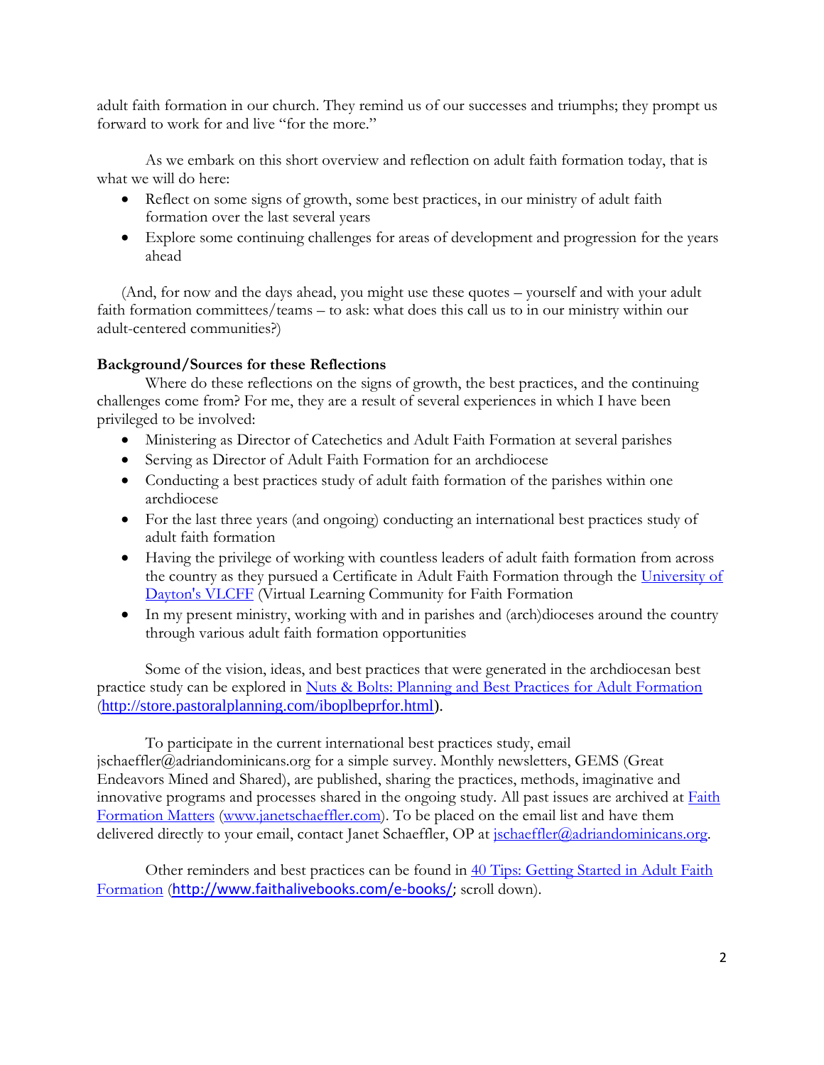adult faith formation in our church. They remind us of our successes and triumphs; they prompt us forward to work for and live "for the more."

As we embark on this short overview and reflection on adult faith formation today, that is what we will do here:

- Reflect on some signs of growth, some best practices, in our ministry of adult faith formation over the last several years
- Explore some continuing challenges for areas of development and progression for the years ahead

(And, for now and the days ahead, you might use these quotes – yourself and with your adult faith formation committees/teams – to ask: what does this call us to in our ministry within our adult-centered communities?)

**Background/Sources for these Reflections**

Where do these reflections on the signs of growth, the best practices, and the continuing challenges come from? For me, they are a result of several experiences in which I have been privileged to be involved:

- Ministering as Director of Catechetics and Adult Faith Formation at several parishes
- Serving as Director of Adult Faith Formation for an archdiocese
- Conducting a best practices study of adult faith formation of the parishes within one archdiocese
- For the last three years (and ongoing) conducting an international best practices study of adult faith formation
- Having the privilege of working with countless leaders of adult faith formation from across the country as they pursued a Certificate in Adult Faith Formation through the University of Dayton's VLCFF (Virtual Learning Community for Faith Formation
- In my present ministry, working with and in parishes and (arch)dioceses around the country through various adult faith formation opportunities

Some of the vision, ideas, and best practices that were generated in the archdiocesan best practice study can be explored in Nuts & Bolts: Planning and Best Practices for Adult Formation (http://store.pastoralplanning.com/iboplbeprfor.html).

To participate in the current international best practices study, email jschaeffler@adriandominicans.org for a simple survey. Monthly newsletters, GEMS (Great Endeavors Mined and Shared), are published, sharing the practices, methods, imaginative and innovative programs and processes shared in the ongoing study. All past issues are archived at Faith Formation Matters (www.janetschaeffler.com). To be placed on the email list and have them delivered directly to your email, contact Janet Schaeffler, OP at jschaeffler@adriandominicans.org.

Other reminders and best practices can be found in 40 Tips: Getting Started in Adult Faith Formation (http://www.faithalivebooks.com/e-books/; scroll down).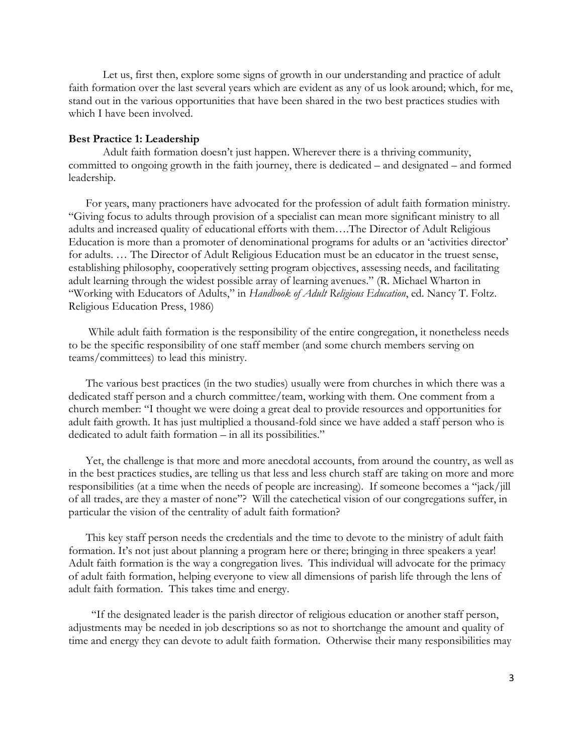Let us, first then, explore some signs of growth in our understanding and practice of adult faith formation over the last several years which are evident as any of us look around; which, for me, stand out in the various opportunities that have been shared in the two best practices studies with which I have been involved.

**Best Practice 1: Leadership**

Adult faith formation doesn't just happen. Wherever there is a thriving community, committed to ongoing growth in the faith journey, there is dedicated – and designated – and formed leadership.

For years, many practioners have advocated for the profession of adult faith formation ministry. "Giving focus to adults through provision of a specialist can mean more significant ministry to all adults and increased quality of educational efforts with them….The Director of Adult Religious Education is more than a promoter of denominational programs for adults or an 'activities director' for adults. … The Director of Adult Religious Education must be an educator in the truest sense, establishing philosophy, cooperatively setting program objectives, assessing needs, and facilitating adult learning through the widest possible array of learning avenues." (R. Michael Wharton in "Working with Educators of Adults," in *Handbook of Adult Religious Education*, ed. Nancy T. Foltz. Religious Education Press, 1986)

While adult faith formation is the responsibility of the entire congregation, it nonetheless needs to be the specific responsibility of one staff member (and some church members serving on teams/committees) to lead this ministry.

The various best practices (in the two studies) usually were from churches in which there was a dedicated staff person and a church committee/team, working with them. One comment from a church member: "I thought we were doing a great deal to provide resources and opportunities for adult faith growth. It has just multiplied a thousand-fold since we have added a staff person who is dedicated to adult faith formation – in all its possibilities."

Yet, the challenge is that more and more anecdotal accounts, from around the country, as well as in the best practices studies, are telling us that less and less church staff are taking on more and more responsibilities (at a time when the needs of people are increasing). If someone becomes a "jack/jill of all trades, are they a master of none"? Will the catechetical vision of our congregations suffer, in particular the vision of the centrality of adult faith formation?

This key staff person needs the credentials and the time to devote to the ministry of adult faith formation. It's not just about planning a program here or there; bringing in three speakers a year! Adult faith formation is the way a congregation lives. This individual will advocate for the primacy of adult faith formation, helping everyone to view all dimensions of parish life through the lens of adult faith formation. This takes time and energy.

"If the designated leader is the parish director of religious education or another staff person, adjustments may be needed in job descriptions so as not to shortchange the amount and quality of time and energy they can devote to adult faith formation. Otherwise their many responsibilities may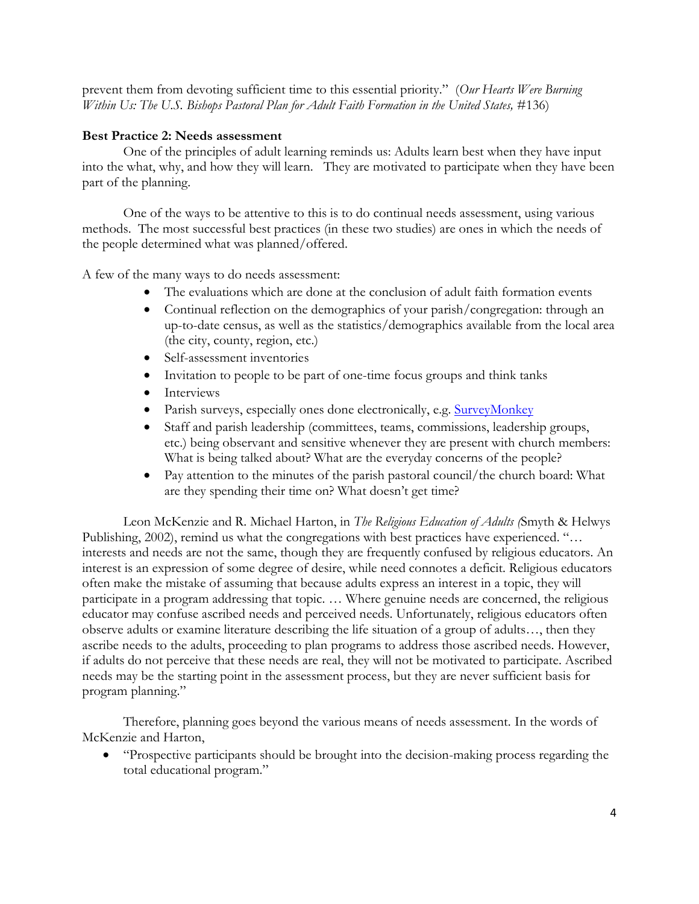prevent them from devoting sufficient time to this essential priority." (*Our Hearts Were Burning Within Us: The U.S. Bishops Pastoral Plan for Adult Faith Formation in the United States,* #136)

**Best Practice 2: Needs assessment**

One of the principles of adult learning reminds us: Adults learn best when they have input into the what, why, and how they will learn. They are motivated to participate when they have been part of the planning.

One of the ways to be attentive to this is to do continual needs assessment, using various methods. The most successful best practices (in these two studies) are ones in which the needs of the people determined what was planned/offered.

A few of the many ways to do needs assessment:

- The evaluations which are done at the conclusion of adult faith formation events
- Continual reflection on the demographics of your parish/congregation: through an up-to-date census, as well as the statistics/demographics available from the local area (the city, county, region, etc.)
- Self-assessment inventories
- Invitation to people to be part of one-time focus groups and think tanks
- Interviews
- Parish surveys, especially ones done electronically, e.g. SurveyMonkey
- Staff and parish leadership (committees, teams, commissions, leadership groups, etc.) being observant and sensitive whenever they are present with church members: What is being talked about? What are the everyday concerns of the people?
- Pay attention to the minutes of the parish pastoral council/the church board: What are they spending their time on? What doesn't get time?

Leon McKenzie and R. Michael Harton, in *The Religious Education of Adults (*Smyth & Helwys Publishing, 2002), remind us what the congregations with best practices have experienced. "… interests and needs are not the same, though they are frequently confused by religious educators. An interest is an expression of some degree of desire, while need connotes a deficit. Religious educators often make the mistake of assuming that because adults express an interest in a topic, they will participate in a program addressing that topic. … Where genuine needs are concerned, the religious educator may confuse ascribed needs and perceived needs. Unfortunately, religious educators often observe adults or examine literature describing the life situation of a group of adults…, then they ascribe needs to the adults, proceeding to plan programs to address those ascribed needs. However, if adults do not perceive that these needs are real, they will not be motivated to participate. Ascribed needs may be the starting point in the assessment process, but they are never sufficient basis for program planning."

Therefore, planning goes beyond the various means of needs assessment. In the words of McKenzie and Harton,

- "Prospective participants should be brought into the decision-making process regarding the total educational program."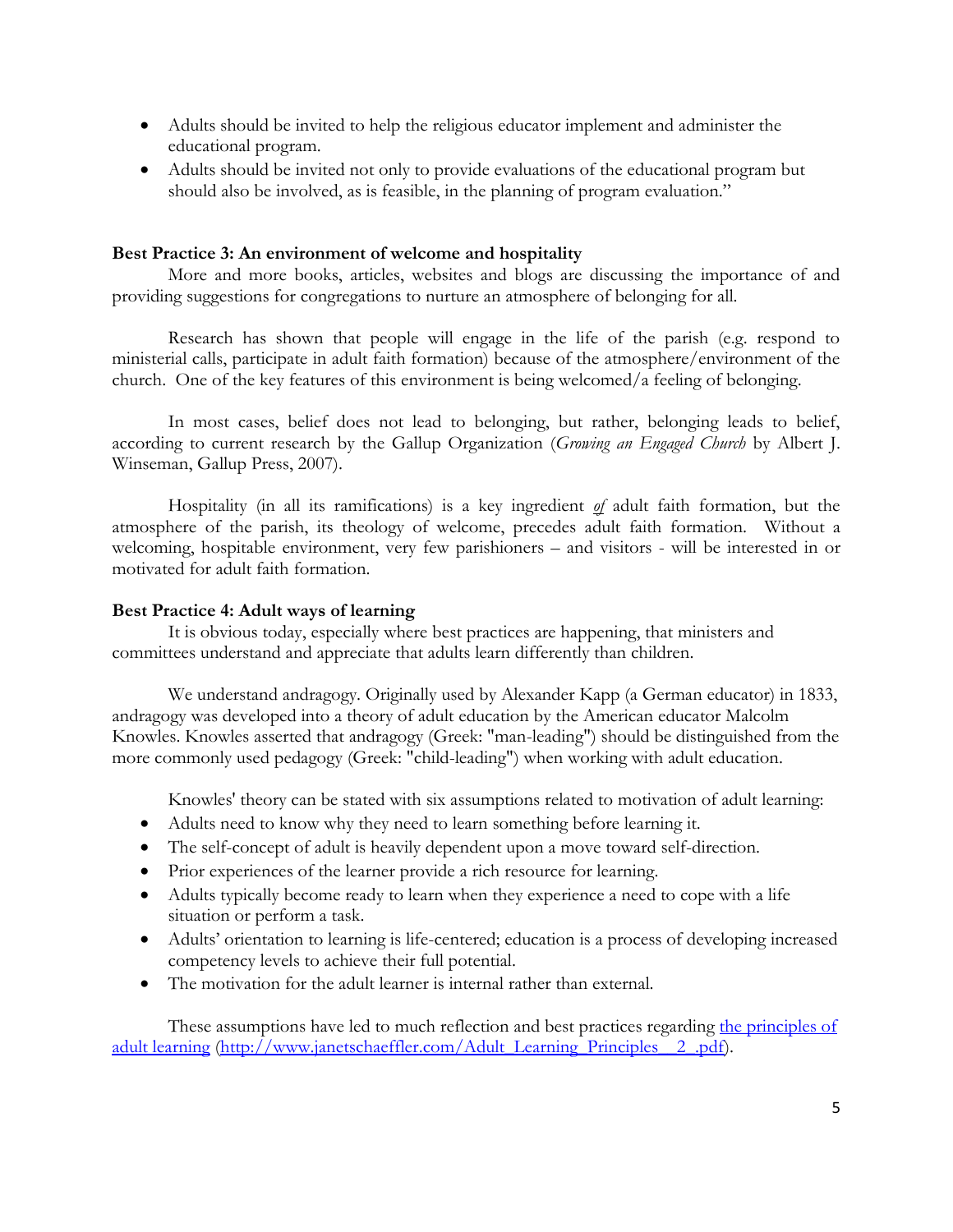- Adults should be invited to help the religious educator implement and administer the educational program.
- Adults should be invited not only to provide evaluations of the educational program but should also be involved, as is feasible, in the planning of program evaluation."

**Best Practice 3: An environment of welcome and hospitality**

More and more books, articles, websites and blogs are discussing the importance of and providing suggestions for congregations to nurture an atmosphere of belonging for all.

Research has shown that people will engage in the life of the parish (e.g. respond to ministerial calls, participate in adult faith formation) because of the atmosphere/environment of the church. One of the key features of this environment is being welcomed/a feeling of belonging.

In most cases, belief does not lead to belonging, but rather, belonging leads to belief, according to current research by the Gallup Organization (*Growing an Engaged Church* by Albert J. Winseman, Gallup Press, 2007).

Hospitality (in all its ramifications) is a key ingredient *of* adult faith formation, but the atmosphere of the parish, its theology of welcome, precedes adult faith formation. Without a welcoming, hospitable environment, very few parishioners – and visitors - will be interested in or motivated for adult faith formation.

**Best Practice 4: Adult ways of learning**

It is obvious today, especially where best practices are happening, that ministers and committees understand and appreciate that adults learn differently than children.

We understand andragogy. Originally used by Alexander Kapp (a German educator) in 1833, andragogy was developed into a theory of adult education by the American educator Malcolm Knowles. Knowles asserted that andragogy (Greek: "man-leading") should be distinguished from the more commonly used pedagogy (Greek: "child-leading") when working with adult education.

Knowles' theory can be stated with six assumptions related to motivation of adult learning:

- Adults need to know why they need to learn something before learning it.
- The self-concept of adult is heavily dependent upon a move toward self-direction.
- Prior experiences of the learner provide a rich resource for learning.
- Adults typically become ready to learn when they experience a need to cope with a life situation or perform a task.
- Adults' orientation to learning is life-centered; education is a process of developing increased competency levels to achieve their full potential.
- The motivation for the adult learner is internal rather than external.

These assumptions have led to much reflection and best practices regarding [the principles of adult learning](http://www.janetschaeffler.com/Adult_Learning_Principles__2_.pdf) (http://www.janetschaeffler.com/Adult_Learning_Principles__2_.pdf).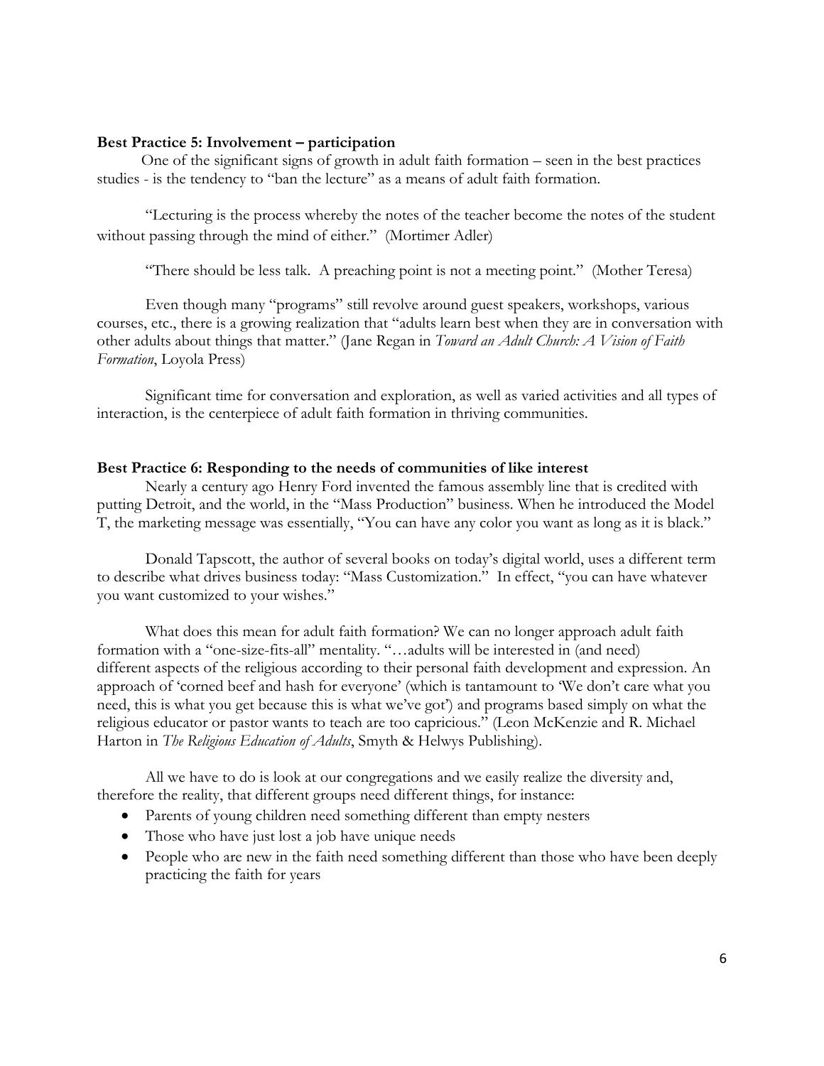**Best Practice 5: Involvement – participation**

One of the significant signs of growth in adult faith formation – seen in the best practices studies - is the tendency to "ban the lecture" as a means of adult faith formation.

"Lecturing is the process whereby the notes of the teacher become the notes of the student without passing through the mind of either." (Mortimer Adler)

"There should be less talk. A preaching point is not a meeting point." (Mother Teresa)

Even though many "programs" still revolve around guest speakers, workshops, various courses, etc., there is a growing realization that "adults learn best when they are in conversation with other adults about things that matter." (Jane Regan in *Toward an Adult Church: A Vision of Faith Formation*, Loyola Press)

Significant time for conversation and exploration, as well as varied activities and all types of interaction, is the centerpiece of adult faith formation in thriving communities.

**Best Practice 6: Responding to the needs of communities of like interest**

Nearly a century ago Henry Ford invented the famous assembly line that is credited with putting Detroit, and the world, in the "Mass Production" business. When he introduced the Model T, the marketing message was essentially, "You can have any color you want as long as it is black."

Donald Tapscott, the author of several books on today's digital world, uses a different term to describe what drives business today: "Mass Customization." In effect, "you can have whatever you want customized to your wishes."

What does this mean for adult faith formation? We can no longer approach adult faith formation with a "one-size-fits-all" mentality. "…adults will be interested in (and need) different aspects of the religious according to their personal faith development and expression. An approach of 'corned beef and hash for everyone' (which is tantamount to 'We don't care what you need, this is what you get because this is what we've got') and programs based simply on what the religious educator or pastor wants to teach are too capricious." (Leon McKenzie and R. Michael Harton in *The Religious Education of Adults*, Smyth & Helwys Publishing).

All we have to do is look at our congregations and we easily realize the diversity and, therefore the reality, that different groups need different things, for instance:

- Parents of young children need something different than empty nesters
- Those who have just lost a job have unique needs
- People who are new in the faith need something different than those who have been deeply practicing the faith for years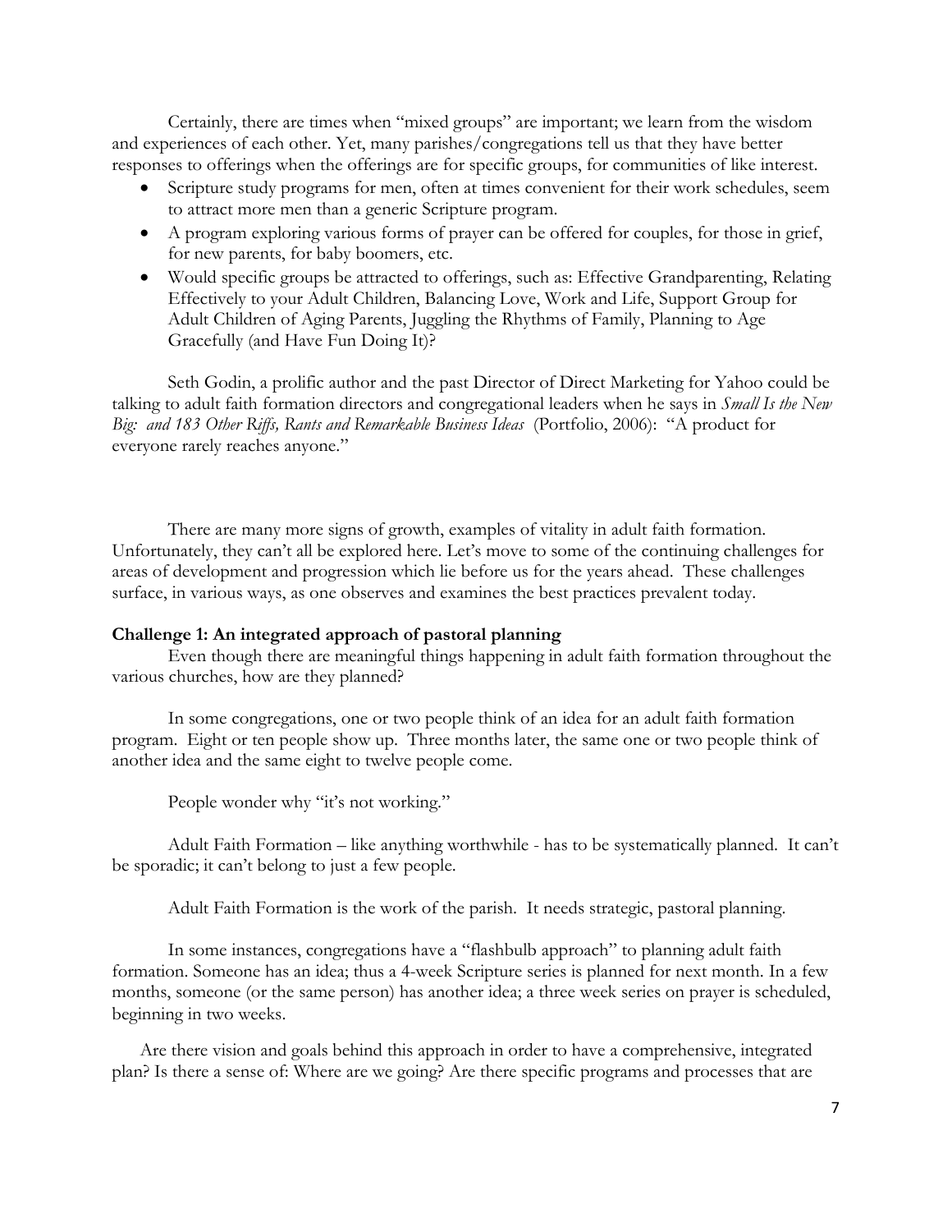Certainly, there are times when "mixed groups" are important; we learn from the wisdom and experiences of each other. Yet, many parishes/congregations tell us that they have better responses to offerings when the offerings are for specific groups, for communities of like interest.

- Scripture study programs for men, often at times convenient for their work schedules, seem to attract more men than a generic Scripture program.
- A program exploring various forms of prayer can be offered for couples, for those in grief, for new parents, for baby boomers, etc.
- Would specific groups be attracted to offerings, such as: Effective Grandparenting, Relating Effectively to your Adult Children, Balancing Love, Work and Life, Support Group for Adult Children of Aging Parents, Juggling the Rhythms of Family, Planning to Age Gracefully (and Have Fun Doing It)?

Seth Godin, a prolific author and the past Director of Direct Marketing for Yahoo could be talking to adult faith formation directors and congregational leaders when he says in *Small Is the New Big: and 183 Other Riffs, Rants and Remarkable Business Ideas* (Portfolio, 2006): "A product for everyone rarely reaches anyone."

There are many more signs of growth, examples of vitality in adult faith formation. Unfortunately, they can't all be explored here. Let's move to some of the continuing challenges for areas of development and progression which lie before us for the years ahead. These challenges surface, in various ways, as one observes and examines the best practices prevalent today.

**Challenge 1: An integrated approach of pastoral planning**

Even though there are meaningful things happening in adult faith formation throughout the various churches, how are they planned?

In some congregations, one or two people think of an idea for an adult faith formation program. Eight or ten people show up. Three months later, the same one or two people think of another idea and the same eight to twelve people come.

People wonder why "it's not working."

Adult Faith Formation – like anything worthwhile - has to be systematically planned. It can't be sporadic; it can't belong to just a few people.

Adult Faith Formation is the work of the parish. It needs strategic, pastoral planning.

In some instances, congregations have a "flashbulb approach" to planning adult faith formation. Someone has an idea; thus a 4-week Scripture series is planned for next month. In a few months, someone (or the same person) has another idea; a three week series on prayer is scheduled, beginning in two weeks.

Are there vision and goals behind this approach in order to have a comprehensive, integrated plan? Is there a sense of: Where are we going? Are there specific programs and processes that are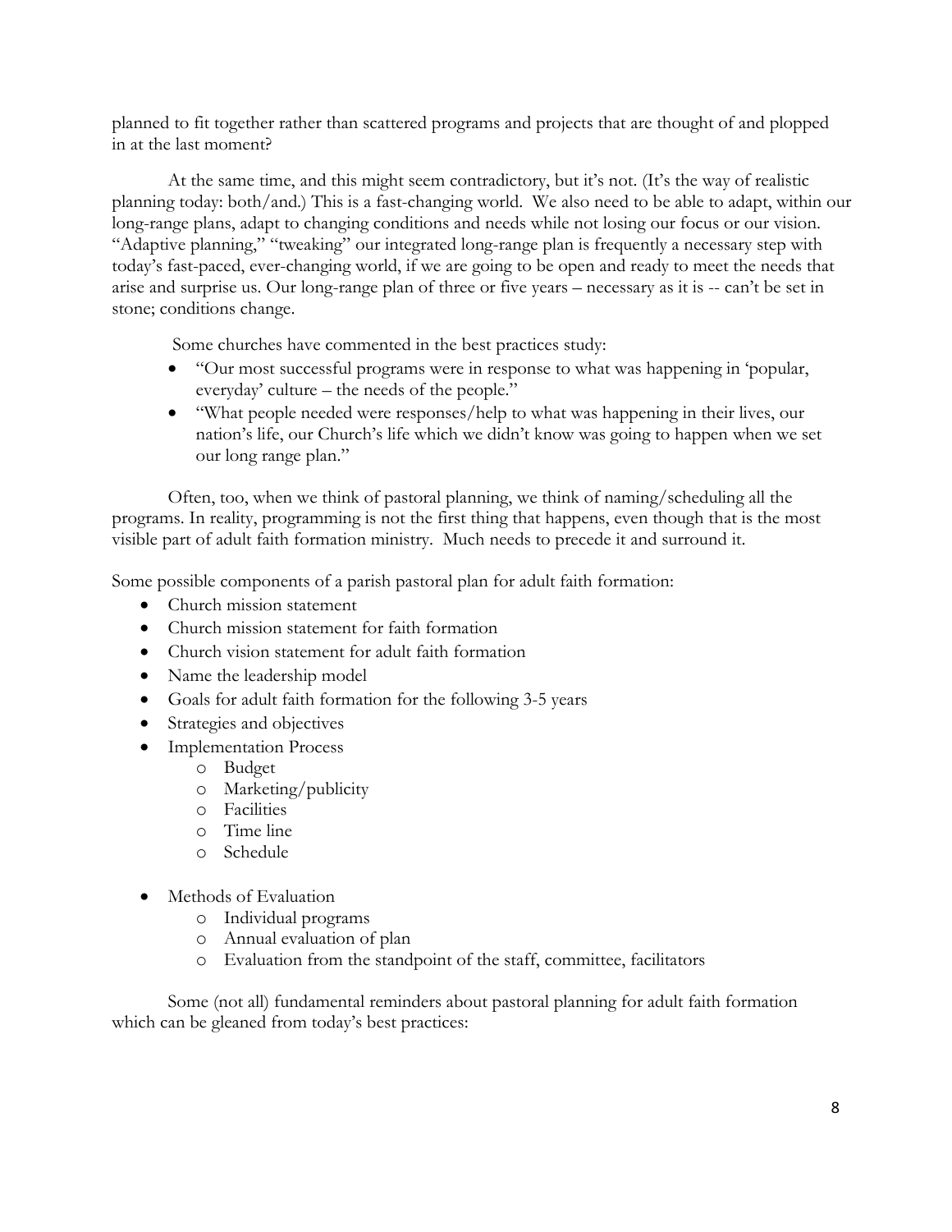planned to fit together rather than scattered programs and projects that are thought of and plopped in at the last moment?

At the same time, and this might seem contradictory, but it's not. (It's the way of realistic planning today: both/and.) This is a fast-changing world. We also need to be able to adapt, within our long-range plans, adapt to changing conditions and needs while not losing our focus or our vision. "Adaptive planning," "tweaking" our integrated long-range plan is frequently a necessary step with today's fast-paced, ever-changing world, if we are going to be open and ready to meet the needs that arise and surprise us. Our long-range plan of three or five years – necessary as it is -- can't be set in stone; conditions change.

Some churches have commented in the best practices study:

- "Our most successful programs were in response to what was happening in 'popular, everyday' culture – the needs of the people."
- "What people needed were responses/help to what was happening in their lives, our nation's life, our Church's life which we didn't know was going to happen when we set our long range plan."

Often, too, when we think of pastoral planning, we think of naming/scheduling all the programs. In reality, programming is not the first thing that happens, even though that is the most visible part of adult faith formation ministry. Much needs to precede it and surround it.

Some possible components of a parish pastoral plan for adult faith formation:

- Church mission statement
- Church mission statement for faith formation
- Church vision statement for adult faith formation
- Name the leadership model
- Goals for adult faith formation for the following 3-5 years
- Strategies and objectives
- Implementation Process
  - Budget
  - Marketing/publicity
  - Facilities
  - Time line
  - Schedule
- Methods of Evaluation
  - Individual programs
  - Annual evaluation of plan
  - Evaluation from the standpoint of the staff, committee, facilitators

Some (not all) fundamental reminders about pastoral planning for adult faith formation which can be gleaned from today's best practices: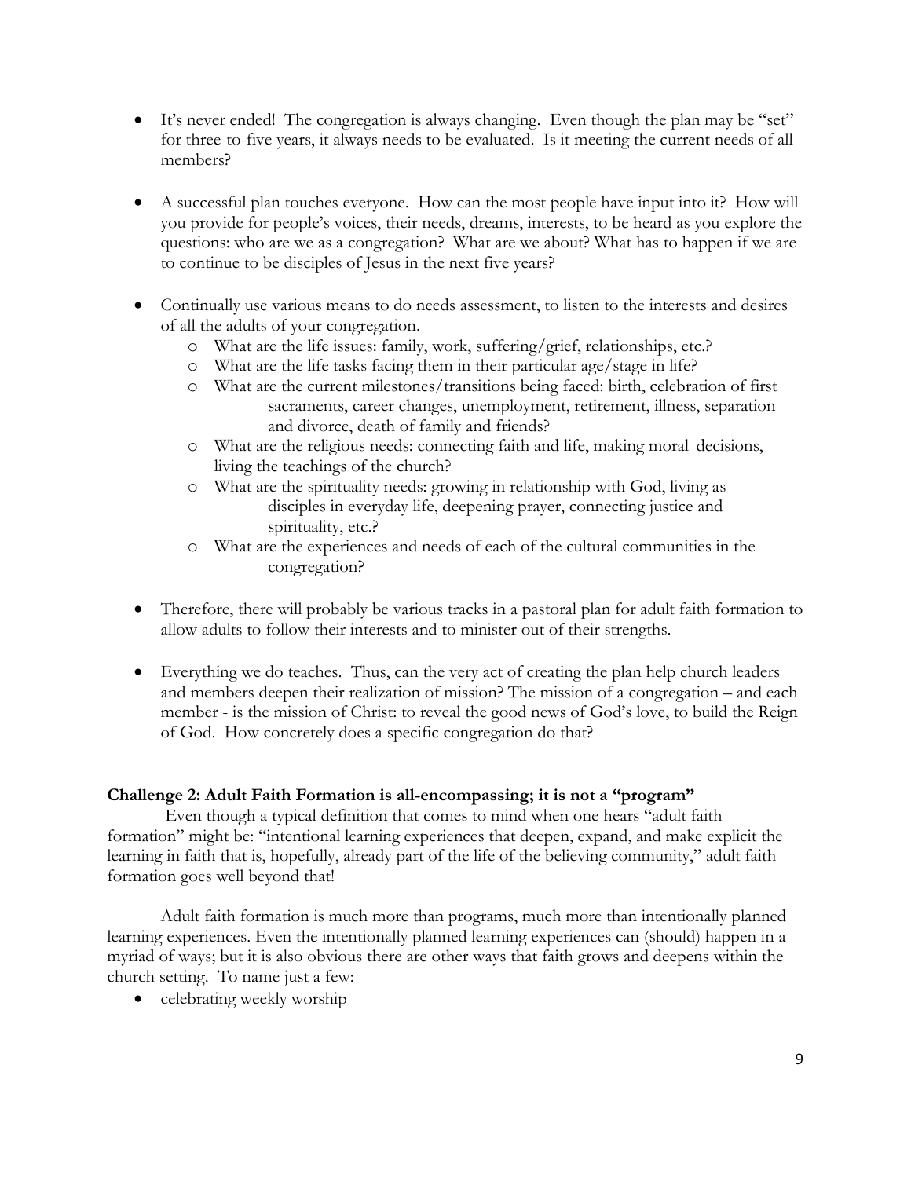- It's never ended! The congregation is always changing. Even though the plan may be "set" for three-to-five years, it always needs to be evaluated. Is it meeting the current needs of all members?

- A successful plan touches everyone. How can the most people have input into it? How will you provide for people's voices, their needs, dreams, interests, to be heard as you explore the questions: who are we as a congregation? What are we about? What has to happen if we are to continue to be disciples of Jesus in the next five years?

- Continually use various means to do needs assessment, to listen to the interests and desires of all the adults of your congregation.
  - What are the life issues: family, work, suffering/grief, relationships, etc.?
  - What are the life tasks facing them in their particular age/stage in life?
  - What are the current milestones/transitions being faced: birth, celebration of first sacraments, career changes, unemployment, retirement, illness, separation and divorce, death of family and friends?
  - What are the religious needs: connecting faith and life, making moral decisions, living the teachings of the church?
  - What are the spirituality needs: growing in relationship with God, living as disciples in everyday life, deepening prayer, connecting justice and spirituality, etc.?
  - What are the experiences and needs of each of the cultural communities in the congregation?

- Therefore, there will probably be various tracks in a pastoral plan for adult faith formation to allow adults to follow their interests and to minister out of their strengths.

- Everything we do teaches. Thus, can the very act of creating the plan help church leaders and members deepen their realization of mission? The mission of a congregation – and each member - is the mission of Christ: to reveal the good news of God's love, to build the Reign of God. How concretely does a specific congregation do that?

**Challenge 2: Adult Faith Formation is all-encompassing; it is not a "program"**

Even though a typical definition that comes to mind when one hears "adult faith formation" might be: "intentional learning experiences that deepen, expand, and make explicit the learning in faith that is, hopefully, already part of the life of the believing community," adult faith formation goes well beyond that!

Adult faith formation is much more than programs, much more than intentionally planned learning experiences. Even the intentionally planned learning experiences can (should) happen in a myriad of ways; but it is also obvious there are other ways that faith grows and deepens within the church setting. To name just a few:

- celebrating weekly worship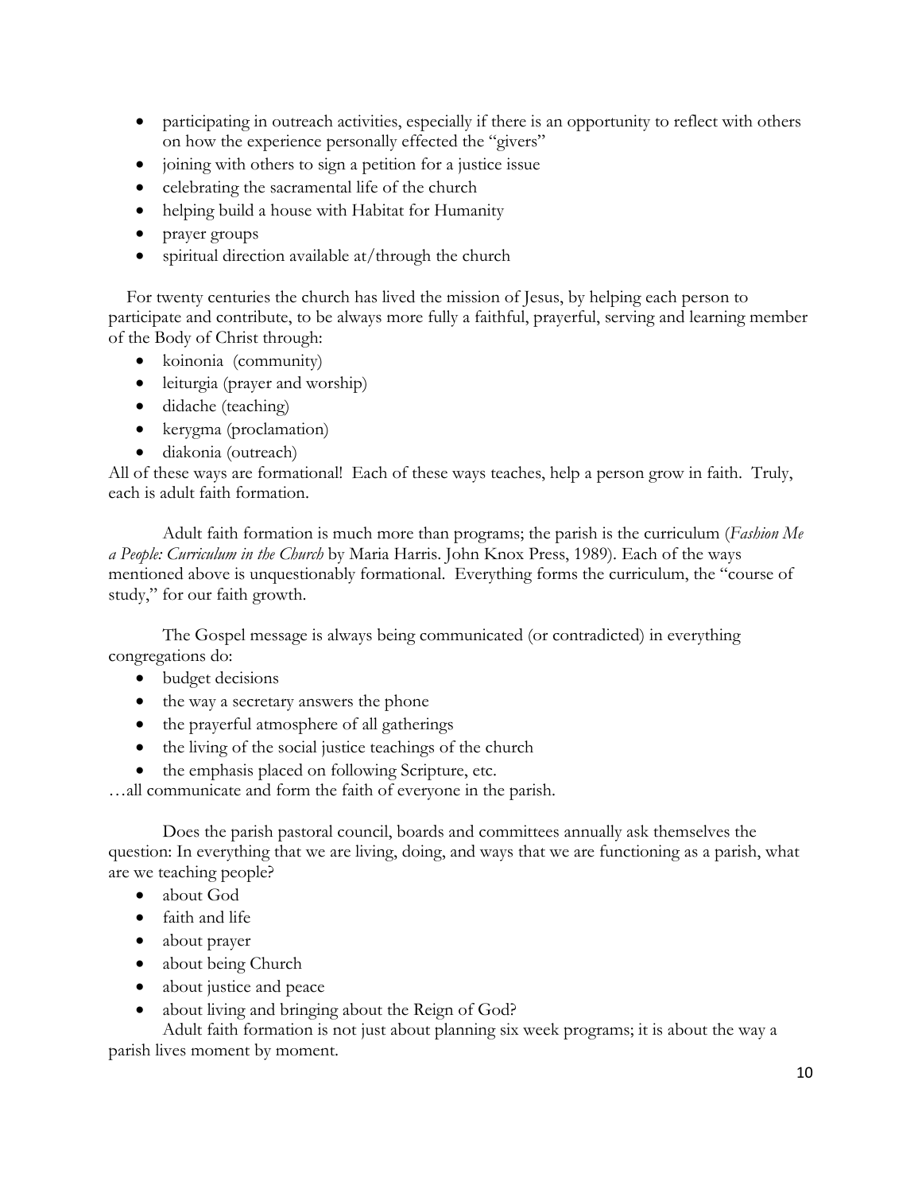- participating in outreach activities, especially if there is an opportunity to reflect with others on how the experience personally effected the "givers"
- joining with others to sign a petition for a justice issue
- celebrating the sacramental life of the church
- helping build a house with Habitat for Humanity
- prayer groups
- spiritual direction available at/through the church

For twenty centuries the church has lived the mission of Jesus, by helping each person to participate and contribute, to be always more fully a faithful, prayerful, serving and learning member of the Body of Christ through:

- koinonia (community)
- leiturgia (prayer and worship)
- didache (teaching)
- kerygma (proclamation)
- diakonia (outreach)

All of these ways are formational! Each of these ways teaches, help a person grow in faith. Truly, each is adult faith formation.

Adult faith formation is much more than programs; the parish is the curriculum (*Fashion Me a People: Curriculum in the Church* by Maria Harris. John Knox Press, 1989). Each of the ways mentioned above is unquestionably formational. Everything forms the curriculum, the "course of study," for our faith growth.

The Gospel message is always being communicated (or contradicted) in everything congregations do:

- budget decisions
- the way a secretary answers the phone
- the prayerful atmosphere of all gatherings
- the living of the social justice teachings of the church
- the emphasis placed on following Scripture, etc.

…all communicate and form the faith of everyone in the parish.

Does the parish pastoral council, boards and committees annually ask themselves the question: In everything that we are living, doing, and ways that we are functioning as a parish, what are we teaching people?

- about God
- faith and life
- about prayer
- about being Church
- about justice and peace
- about living and bringing about the Reign of God?

Adult faith formation is not just about planning six week programs; it is about the way a parish lives moment by moment.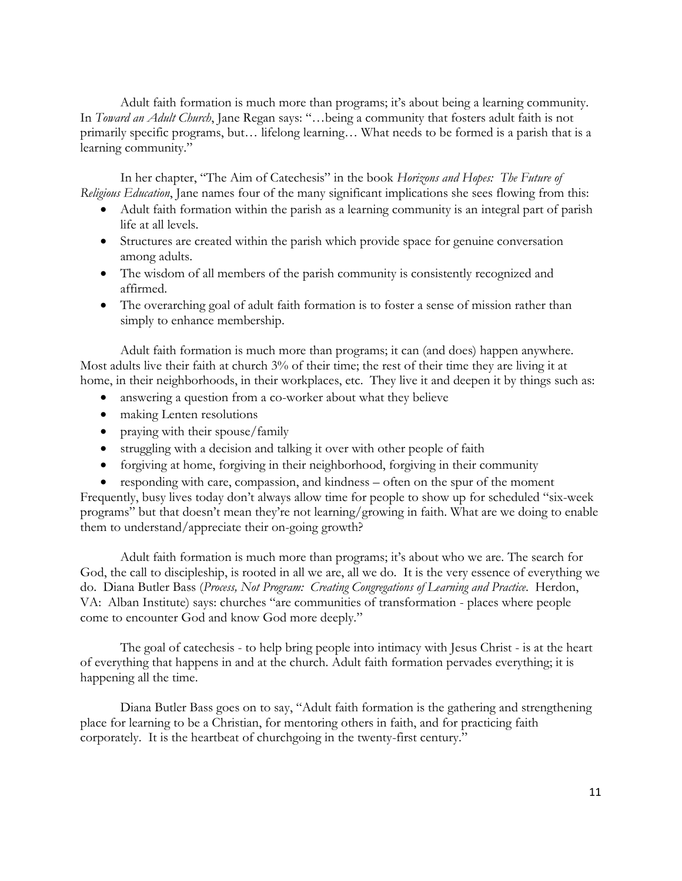Adult faith formation is much more than programs; it's about being a learning community. In *Toward an Adult Church*, Jane Regan says: "…being a community that fosters adult faith is not primarily specific programs, but… lifelong learning… What needs to be formed is a parish that is a learning community."

In her chapter, "The Aim of Catechesis" in the book *Horizons and Hopes: The Future of Religious Education*, Jane names four of the many significant implications she sees flowing from this:

- Adult faith formation within the parish as a learning community is an integral part of parish life at all levels.
- Structures are created within the parish which provide space for genuine conversation among adults.
- The wisdom of all members of the parish community is consistently recognized and affirmed.
- The overarching goal of adult faith formation is to foster a sense of mission rather than simply to enhance membership.

Adult faith formation is much more than programs; it can (and does) happen anywhere. Most adults live their faith at church 3% of their time; the rest of their time they are living it at home, in their neighborhoods, in their workplaces, etc. They live it and deepen it by things such as:

- answering a question from a co-worker about what they believe
- making Lenten resolutions
- praying with their spouse/family
- struggling with a decision and talking it over with other people of faith
- forgiving at home, forgiving in their neighborhood, forgiving in their community
- responding with care, compassion, and kindness – often on the spur of the moment

Frequently, busy lives today don't always allow time for people to show up for scheduled "six-week programs" but that doesn't mean they're not learning/growing in faith. What are we doing to enable them to understand/appreciate their on-going growth?

Adult faith formation is much more than programs; it's about who we are. The search for God, the call to discipleship, is rooted in all we are, all we do. It is the very essence of everything we do. Diana Butler Bass (*Process, Not Program: Creating Congregations of Learning and Practice*. Herdon, VA: Alban Institute) says: churches "are communities of transformation - places where people come to encounter God and know God more deeply."

The goal of catechesis - to help bring people into intimacy with Jesus Christ - is at the heart of everything that happens in and at the church. Adult faith formation pervades everything; it is happening all the time.

Diana Butler Bass goes on to say, "Adult faith formation is the gathering and strengthening place for learning to be a Christian, for mentoring others in faith, and for practicing faith corporately. It is the heartbeat of churchgoing in the twenty-first century."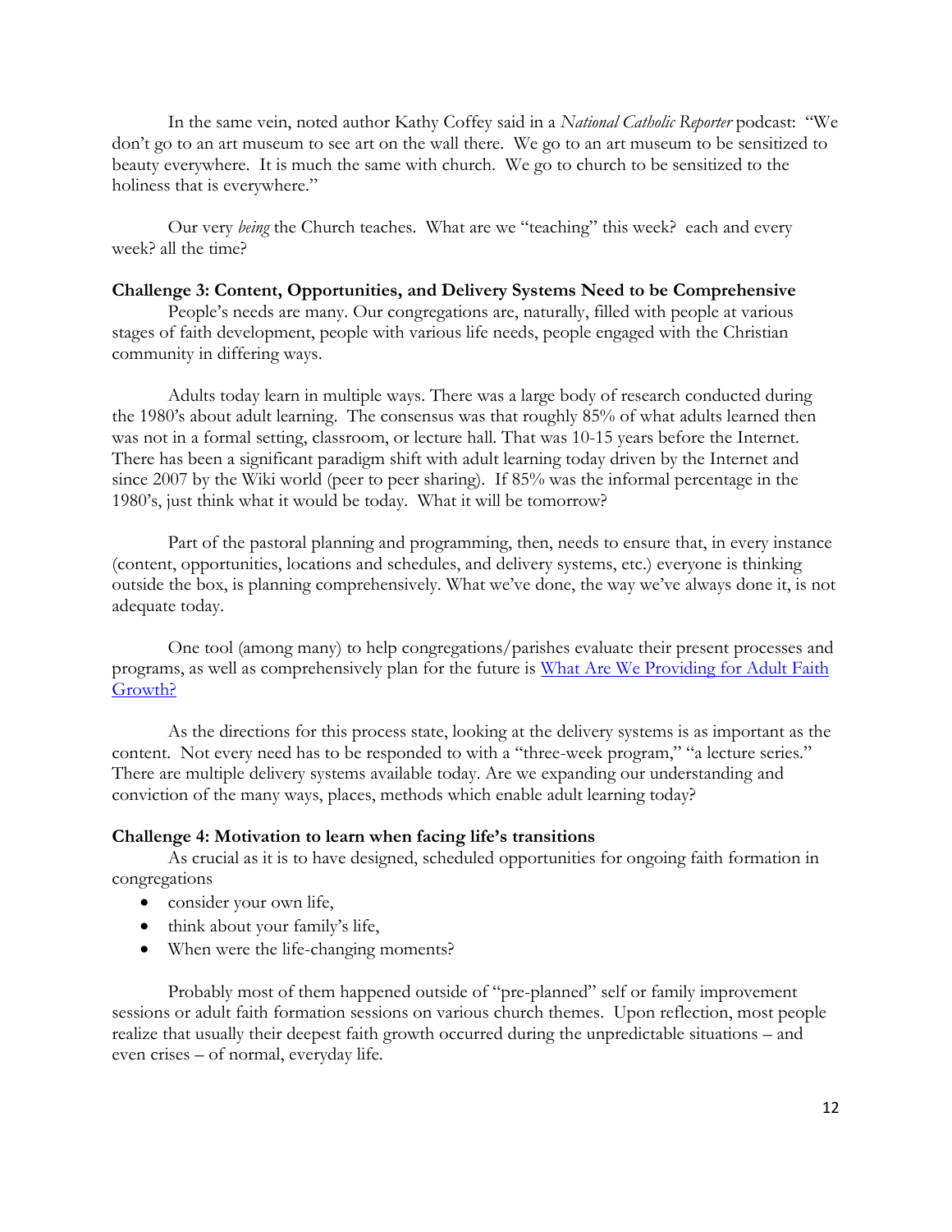In the same vein, noted author Kathy Coffey said in a *National Catholic Reporter* podcast: "We don't go to an art museum to see art on the wall there. We go to an art museum to be sensitized to beauty everywhere. It is much the same with church. We go to church to be sensitized to the holiness that is everywhere."

Our very *being* the Church teaches. What are we "teaching" this week? each and every week? all the time?

**Challenge 3: Content, Opportunities, and Delivery Systems Need to be Comprehensive**

People's needs are many. Our congregations are, naturally, filled with people at various stages of faith development, people with various life needs, people engaged with the Christian community in differing ways.

Adults today learn in multiple ways. There was a large body of research conducted during the 1980's about adult learning. The consensus was that roughly 85% of what adults learned then was not in a formal setting, classroom, or lecture hall. That was 10-15 years before the Internet. There has been a significant paradigm shift with adult learning today driven by the Internet and since 2007 by the Wiki world (peer to peer sharing). If 85% was the informal percentage in the 1980's, just think what it would be today. What it will be tomorrow?

Part of the pastoral planning and programming, then, needs to ensure that, in every instance (content, opportunities, locations and schedules, and delivery systems, etc.) everyone is thinking outside the box, is planning comprehensively. What we've done, the way we've always done it, is not adequate today.

One tool (among many) to help congregations/parishes evaluate their present processes and programs, as well as comprehensively plan for the future is [What Are We Providing for Adult Faith Growth?]()

As the directions for this process state, looking at the delivery systems is as important as the content. Not every need has to be responded to with a "three-week program," "a lecture series." There are multiple delivery systems available today. Are we expanding our understanding and conviction of the many ways, places, methods which enable adult learning today?

**Challenge 4: Motivation to learn when facing life's transitions**

As crucial as it is to have designed, scheduled opportunities for ongoing faith formation in congregations

- consider your own life,
- think about your family's life,
- When were the life-changing moments?

Probably most of them happened outside of "pre-planned" self or family improvement sessions or adult faith formation sessions on various church themes. Upon reflection, most people realize that usually their deepest faith growth occurred during the unpredictable situations – and even crises – of normal, everyday life.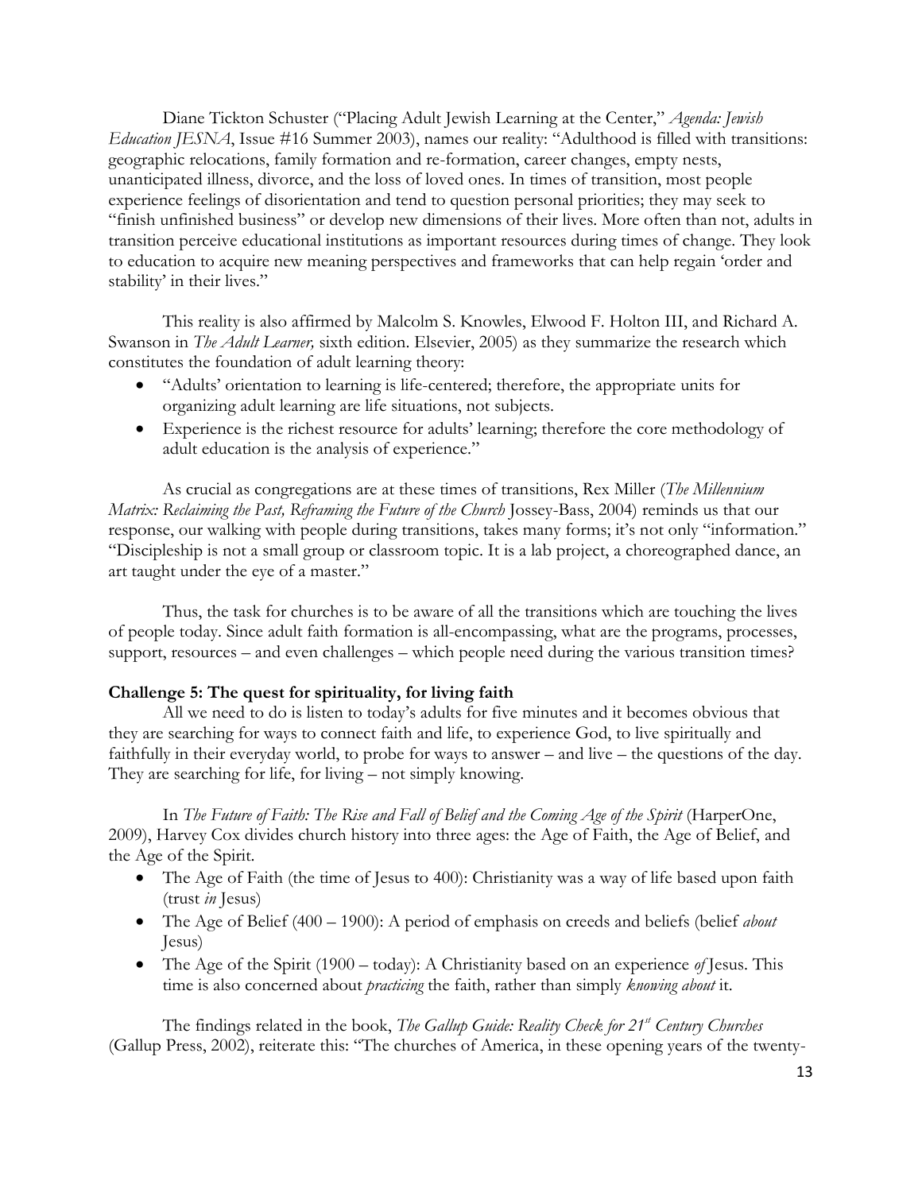Diane Tickton Schuster ("Placing Adult Jewish Learning at the Center," *Agenda: Jewish Education JESNA*, Issue #16 Summer 2003), names our reality: "Adulthood is filled with transitions: geographic relocations, family formation and re-formation, career changes, empty nests, unanticipated illness, divorce, and the loss of loved ones. In times of transition, most people experience feelings of disorientation and tend to question personal priorities; they may seek to "finish unfinished business" or develop new dimensions of their lives. More often than not, adults in transition perceive educational institutions as important resources during times of change. They look to education to acquire new meaning perspectives and frameworks that can help regain 'order and stability' in their lives."

This reality is also affirmed by Malcolm S. Knowles, Elwood F. Holton III, and Richard A. Swanson in *The Adult Learner,* sixth edition. Elsevier, 2005) as they summarize the research which constitutes the foundation of adult learning theory:

- "Adults' orientation to learning is life-centered; therefore, the appropriate units for organizing adult learning are life situations, not subjects.
- Experience is the richest resource for adults' learning; therefore the core methodology of adult education is the analysis of experience."

As crucial as congregations are at these times of transitions, Rex Miller (*The Millennium Matrix: Reclaiming the Past, Reframing the Future of the Church* Jossey-Bass, 2004) reminds us that our response, our walking with people during transitions, takes many forms; it's not only "information." "Discipleship is not a small group or classroom topic. It is a lab project, a choreographed dance, an art taught under the eye of a master."

Thus, the task for churches is to be aware of all the transitions which are touching the lives of people today. Since adult faith formation is all-encompassing, what are the programs, processes, support, resources – and even challenges – which people need during the various transition times?

**Challenge 5: The quest for spirituality, for living faith**

All we need to do is listen to today's adults for five minutes and it becomes obvious that they are searching for ways to connect faith and life, to experience God, to live spiritually and faithfully in their everyday world, to probe for ways to answer – and live – the questions of the day. They are searching for life, for living – not simply knowing.

In *The Future of Faith: The Rise and Fall of Belief and the Coming Age of the Spirit* (HarperOne, 2009), Harvey Cox divides church history into three ages: the Age of Faith, the Age of Belief, and the Age of the Spirit.

- The Age of Faith (the time of Jesus to 400): Christianity was a way of life based upon faith (trust *in* Jesus)
- The Age of Belief (400 – 1900): A period of emphasis on creeds and beliefs (belief *about* Jesus)
- The Age of the Spirit (1900 – today): A Christianity based on an experience *of* Jesus. This time is also concerned about *practicing* the faith, rather than simply *knowing about* it.

The findings related in the book, *The Gallup Guide: Reality Check for 21st Century Churches* (Gallup Press, 2002), reiterate this: "The churches of America, in these opening years of the twenty-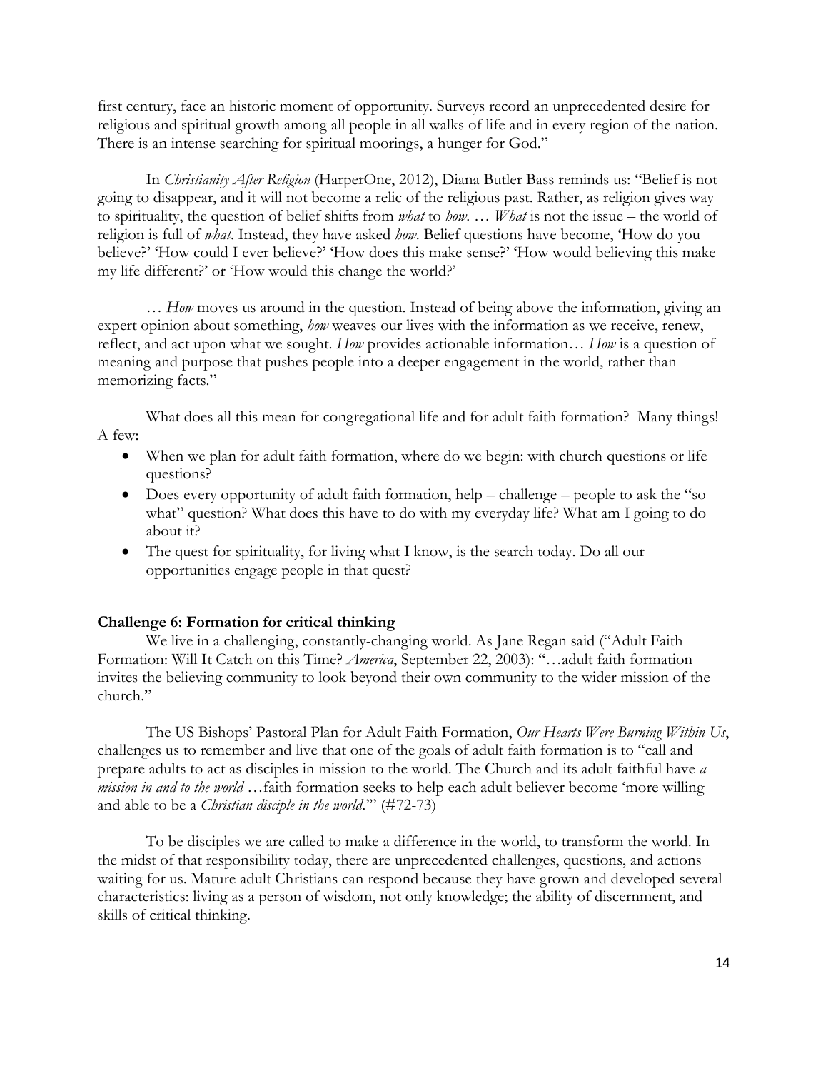first century, face an historic moment of opportunity. Surveys record an unprecedented desire for religious and spiritual growth among all people in all walks of life and in every region of the nation. There is an intense searching for spiritual moorings, a hunger for God."

In *Christianity After Religion* (HarperOne, 2012), Diana Butler Bass reminds us: "Belief is not going to disappear, and it will not become a relic of the religious past. Rather, as religion gives way to spirituality, the question of belief shifts from *what* to *how*. … *What* is not the issue – the world of religion is full of *what*. Instead, they have asked *how*. Belief questions have become, 'How do you believe?' 'How could I ever believe?' 'How does this make sense?' 'How would believing this make my life different?' or 'How would this change the world?'

… *How* moves us around in the question. Instead of being above the information, giving an expert opinion about something, *how* weaves our lives with the information as we receive, renew, reflect, and act upon what we sought. *How* provides actionable information… *How* is a question of meaning and purpose that pushes people into a deeper engagement in the world, rather than memorizing facts."

What does all this mean for congregational life and for adult faith formation? Many things! A few:

- When we plan for adult faith formation, where do we begin: with church questions or life questions?
- Does every opportunity of adult faith formation, help – challenge – people to ask the "so what" question? What does this have to do with my everyday life? What am I going to do about it?
- The quest for spirituality, for living what I know, is the search today. Do all our opportunities engage people in that quest?

**Challenge 6: Formation for critical thinking**

We live in a challenging, constantly-changing world. As Jane Regan said ("Adult Faith Formation: Will It Catch on this Time? *America*, September 22, 2003): "…adult faith formation invites the believing community to look beyond their own community to the wider mission of the church."

The US Bishops' Pastoral Plan for Adult Faith Formation, *Our Hearts Were Burning Within Us*, challenges us to remember and live that one of the goals of adult faith formation is to "call and prepare adults to act as disciples in mission to the world. The Church and its adult faithful have *a mission in and to the world* …faith formation seeks to help each adult believer become 'more willing and able to be a *Christian disciple in the world*.'" (#72-73)

To be disciples we are called to make a difference in the world, to transform the world. In the midst of that responsibility today, there are unprecedented challenges, questions, and actions waiting for us. Mature adult Christians can respond because they have grown and developed several characteristics: living as a person of wisdom, not only knowledge; the ability of discernment, and skills of critical thinking.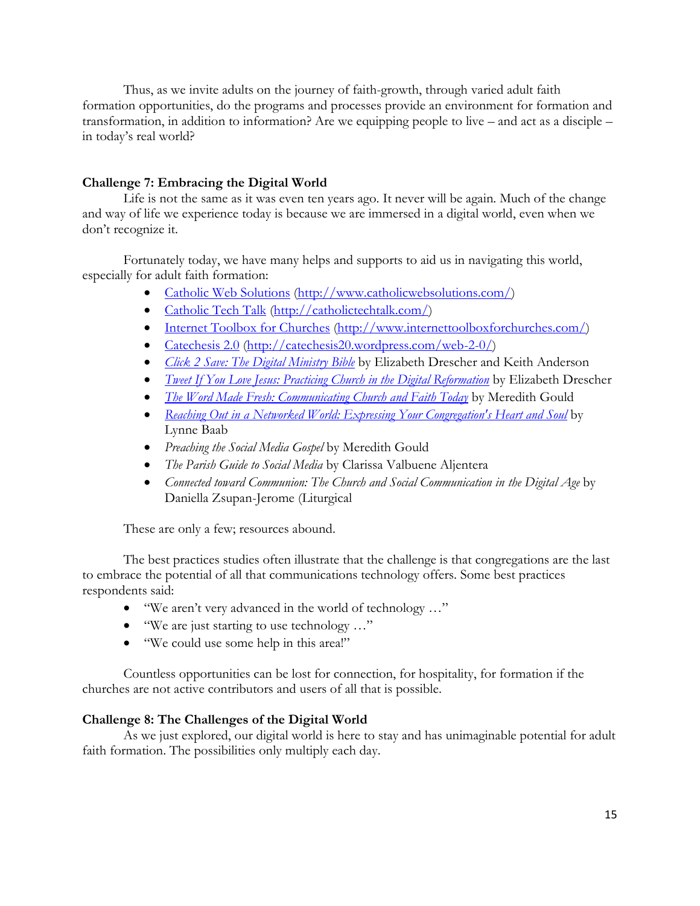Thus, as we invite adults on the journey of faith-growth, through varied adult faith formation opportunities, do the programs and processes provide an environment for formation and transformation, in addition to information? Are we equipping people to live – and act as a disciple – in today's real world?

**Challenge 7: Embracing the Digital World**

Life is not the same as it was even ten years ago. It never will be again. Much of the change and way of life we experience today is because we are immersed in a digital world, even when we don't recognize it.

Fortunately today, we have many helps and supports to aid us in navigating this world, especially for adult faith formation:

- [Catholic Web Solutions](http://www.catholicwebsolutions.com/) (http://www.catholicwebsolutions.com/)
- [Catholic Tech Talk](http://catholictechtalk.com/) (http://catholictechtalk.com/)
- [Internet Toolbox for Churches](http://www.internettoolboxforchurches.com/) (http://www.internettoolboxforchurches.com/)
- [Catechesis 2.0](http://catechesis20.wordpress.com/web-2-0/) (http://catechesis20.wordpress.com/web-2-0/)
- *Click 2 Save: The Digital Ministry Bible* by Elizabeth Drescher and Keith Anderson
- *Tweet If You Love Jesus: Practicing Church in the Digital Reformation* by Elizabeth Drescher
- *The Word Made Fresh: Communicating Church and Faith Today* by Meredith Gould
- *Reaching Out in a Networked World: Expressing Your Congregation's Heart and Soul* by Lynne Baab
- *Preaching the Social Media Gospel* by Meredith Gould
- *The Parish Guide to Social Media* by Clarissa Valbuene Aljentera
- *Connected toward Communion: The Church and Social Communication in the Digital Age* by Daniella Zsupan-Jerome (Liturgical

These are only a few; resources abound.

The best practices studies often illustrate that the challenge is that congregations are the last to embrace the potential of all that communications technology offers. Some best practices respondents said:

- "We aren't very advanced in the world of technology …"
- "We are just starting to use technology …"
- "We could use some help in this area!"

Countless opportunities can be lost for connection, for hospitality, for formation if the churches are not active contributors and users of all that is possible.

**Challenge 8: The Challenges of the Digital World**

As we just explored, our digital world is here to stay and has unimaginable potential for adult faith formation. The possibilities only multiply each day.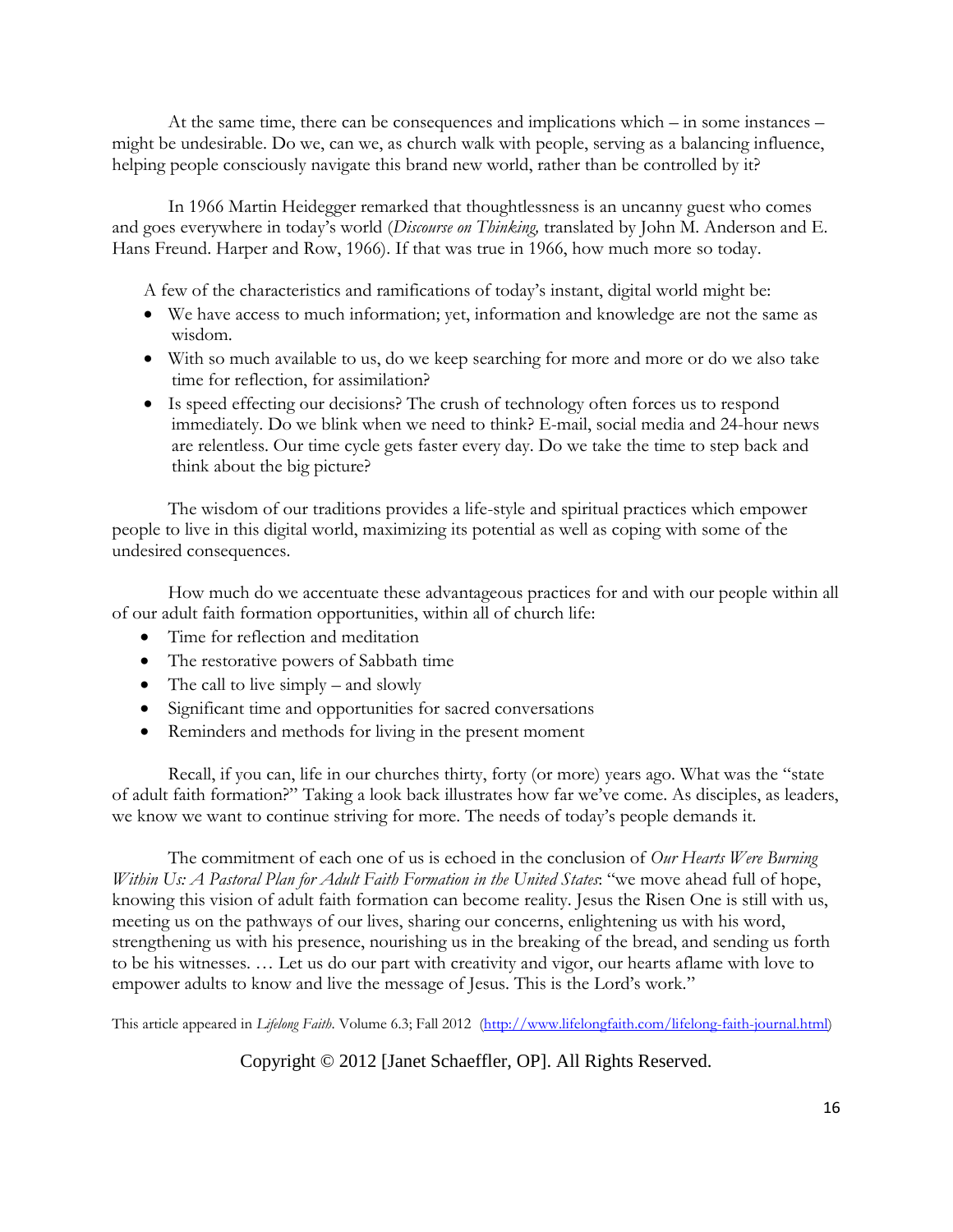At the same time, there can be consequences and implications which – in some instances – might be undesirable. Do we, can we, as church walk with people, serving as a balancing influence, helping people consciously navigate this brand new world, rather than be controlled by it?

In 1966 Martin Heidegger remarked that thoughtlessness is an uncanny guest who comes and goes everywhere in today's world (*Discourse on Thinking,* translated by John M. Anderson and E. Hans Freund. Harper and Row, 1966). If that was true in 1966, how much more so today.

A few of the characteristics and ramifications of today's instant, digital world might be:

- We have access to much information; yet, information and knowledge are not the same as wisdom.
- With so much available to us, do we keep searching for more and more or do we also take time for reflection, for assimilation?
- Is speed effecting our decisions? The crush of technology often forces us to respond immediately. Do we blink when we need to think? E-mail, social media and 24-hour news are relentless. Our time cycle gets faster every day. Do we take the time to step back and think about the big picture?

The wisdom of our traditions provides a life-style and spiritual practices which empower people to live in this digital world, maximizing its potential as well as coping with some of the undesired consequences.

How much do we accentuate these advantageous practices for and with our people within all of our adult faith formation opportunities, within all of church life:

- Time for reflection and meditation
- The restorative powers of Sabbath time
- The call to live simply – and slowly
- Significant time and opportunities for sacred conversations
- Reminders and methods for living in the present moment

Recall, if you can, life in our churches thirty, forty (or more) years ago. What was the "state of adult faith formation?" Taking a look back illustrates how far we've come. As disciples, as leaders, we know we want to continue striving for more. The needs of today's people demands it.

The commitment of each one of us is echoed in the conclusion of *Our Hearts Were Burning Within Us: A Pastoral Plan for Adult Faith Formation in the United States*: "we move ahead full of hope, knowing this vision of adult faith formation can become reality. Jesus the Risen One is still with us, meeting us on the pathways of our lives, sharing our concerns, enlightening us with his word, strengthening us with his presence, nourishing us in the breaking of the bread, and sending us forth to be his witnesses. … Let us do our part with creativity and vigor, our hearts aflame with love to empower adults to know and live the message of Jesus. This is the Lord's work."

This article appeared in *Lifelong Faith*. Volume 6.3; Fall 2012 (http://www.lifelongfaith.com/lifelong-faith-journal.html)

Copyright © 2012 [Janet Schaeffler, OP]. All Rights Reserved.